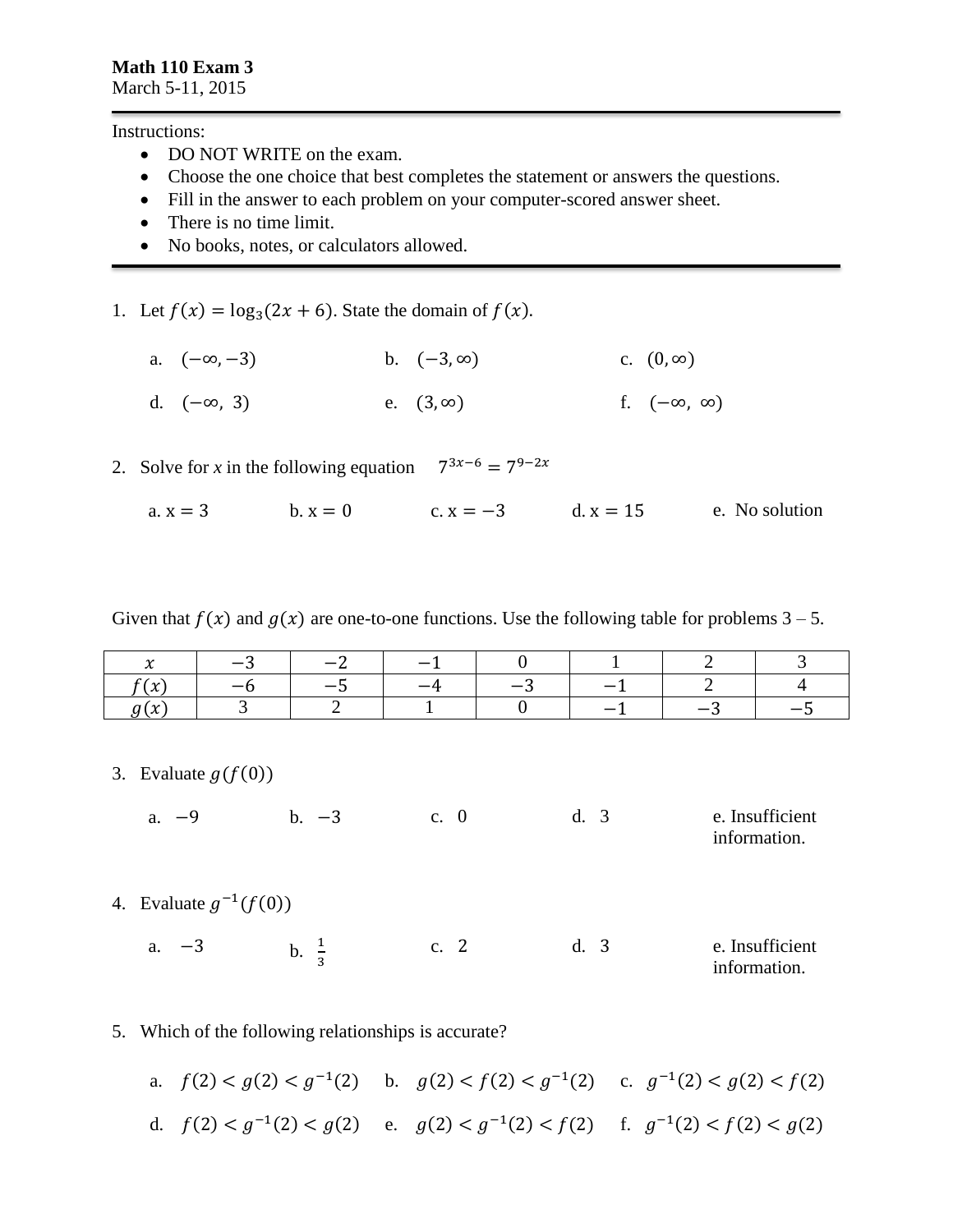**Math 110 Exam 3**
March 5-11, 2015

Instructions:

- DO NOT WRITE on the exam.
- Choose the one choice that best completes the statement or answers the questions.
- Fill in the answer to each problem on your computer-scored answer sheet.
- There is no time limit.
- No books, notes, or calculators allowed.

1. Let $f(x) = \log_3(2x+6)$. State the domain of $f(x)$.

   a. $(-\infty, -3)$ b. $(-3, \infty)$ c. $(0, \infty)$

   d. $(-\infty, 3)$ e. $(3, \infty)$ f. $(-\infty, \infty)$

2. Solve for *x* in the following equation $7^{3x-6} = 7^{9-2x}$

   a. $x = 3$ b. $x = 0$ c. $x = -3$ d. $x = 15$ e. No solution

Given that $f(x)$ and $g(x)$ are one-to-one functions. Use the following table for problems 3 – 5.

| $x$ | $-3$ | $-2$ | $-1$ | $0$ | $1$ | $2$ | $3$ |
|---|---|---|---|---|---|---|---|
| $f(x)$ | $-6$ | $-5$ | $-4$ | $-3$ | $-1$ | $2$ | $4$ |
| $g(x)$ | $3$ | $2$ | $1$ | $0$ | $-1$ | $-3$ | $-5$ |

3. Evaluate $g(f(0))$

   a. $-9$ b. $-3$ c. $0$ d. $3$ e. Insufficient information.

4. Evaluate $g^{-1}(f(0))$

   a. $-3$ b. $\frac{1}{3}$ c. $2$ d. $3$ e. Insufficient information.

5. Which of the following relationships is accurate?

   a. $f(2) < g(2) < g^{-1}(2)$ b. $g(2) < f(2) < g^{-1}(2)$ c. $g^{-1}(2) < g(2) < f(2)$

   d. $f(2) < g^{-1}(2) < g(2)$ e. $g(2) < g^{-1}(2) < f(2)$ f. $g^{-1}(2) < f(2) < g(2)$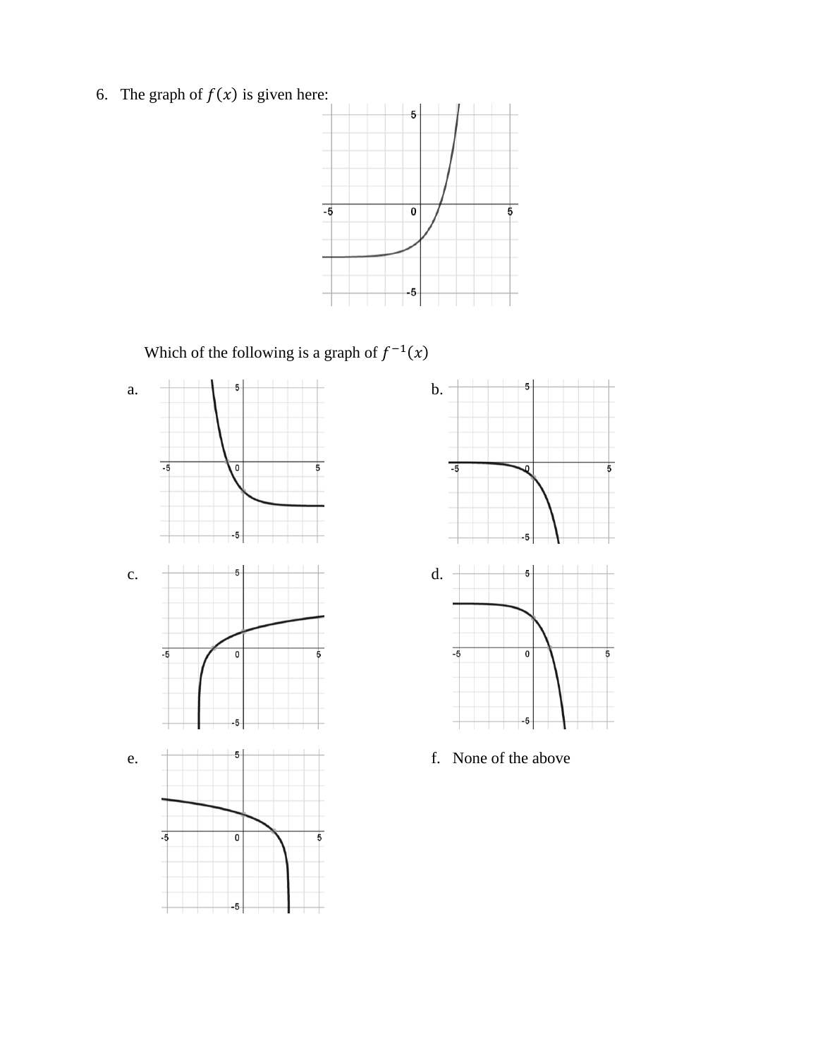6. The graph of $f(x)$ is given here:

Which of the following is a graph of $f^{-1}(x)$

a.

b.

c.

d.

e.

f. None of the above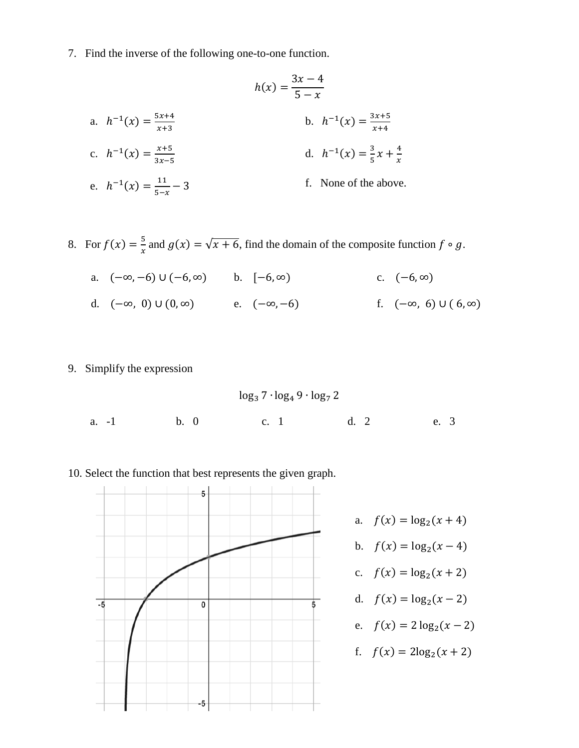7. Find the inverse of the following one-to-one function.

$$h(x) = \frac{3x - 4}{5 - x}$$

   a. $h^{-1}(x) = \frac{5x+4}{x+3}$
   b. $h^{-1}(x) = \frac{3x+5}{x+4}$
   c. $h^{-1}(x) = \frac{x+5}{3x-5}$
   d. $h^{-1}(x) = \frac{3}{5}x + \frac{4}{x}$
   e. $h^{-1}(x) = \frac{11}{5-x} - 3$
   f. None of the above.

8. For $f(x) = \frac{5}{x}$ and $g(x) = \sqrt{x+6}$, find the domain of the composite function $f \circ g$.

   a. $(-\infty, -6) \cup (-6, \infty)$
   b. $[-6, \infty)$
   c. $(-6, \infty)$
   d. $(-\infty, 0) \cup (0, \infty)$
   e. $(-\infty, -6)$
   f. $(-\infty, 6) \cup (6, \infty)$

9. Simplify the expression

$$\log_3 7 \cdot \log_4 9 \cdot \log_7 2$$

   a. -1
   b. 0
   c. 1
   d. 2
   e. 3

10. Select the function that best represents the given graph.

   a. $f(x) = \log_2(x + 4)$
   b. $f(x) = \log_2(x - 4)$
   c. $f(x) = \log_2(x + 2)$
   d. $f(x) = \log_2(x - 2)$
   e. $f(x) = 2\log_2(x - 2)$
   f. $f(x) = 2\log_2(x + 2)$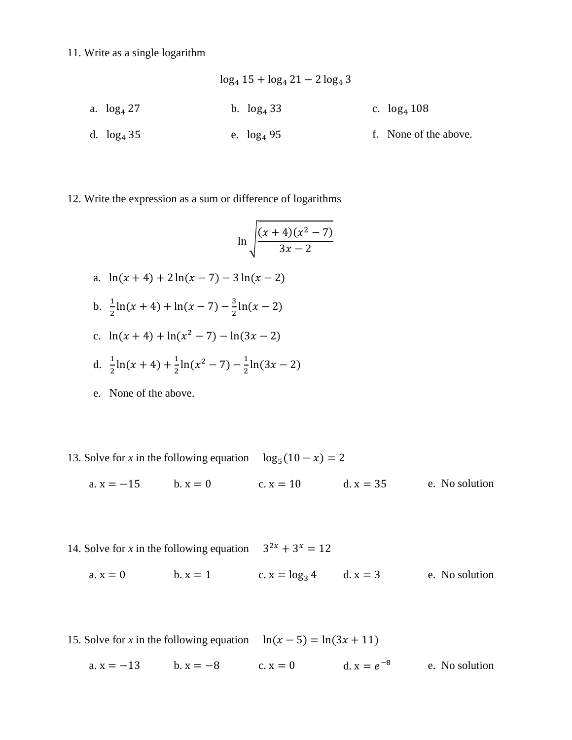11. Write as a single logarithm

$$\log_4 15 + \log_4 21 - 2\log_4 3$$

a. $\log_4 27$  b. $\log_4 33$  c. $\log_4 108$

d. $\log_4 35$  e. $\log_4 95$  f. None of the above.

12. Write the expression as a sum or difference of logarithms

$$\ln\sqrt{\frac{(x+4)(x^2-7)}{3x-2}}$$

a. $\ln(x+4) + 2\ln(x-7) - 3\ln(x-2)$

b. $\frac{1}{2}\ln(x+4) + \ln(x-7) - \frac{3}{2}\ln(x-2)$

c. $\ln(x+4) + \ln(x^2-7) - \ln(3x-2)$

d. $\frac{1}{2}\ln(x+4) + \frac{1}{2}\ln(x^2-7) - \frac{1}{2}\ln(3x-2)$

e. None of the above.

13. Solve for *x* in the following equation  $\log_5(10-x) = 2$

a. $x = -15$  b. $x = 0$  c. $x = 10$  d. $x = 35$  e. No solution

14. Solve for *x* in the following equation  $3^{2x} + 3^x = 12$

a. $x = 0$  b. $x = 1$  c. $x = \log_3 4$  d. $x = 3$  e. No solution

15. Solve for *x* in the following equation  $\ln(x-5) = \ln(3x+11)$

a. $x = -13$  b. $x = -8$  c. $x = 0$  d. $x = e^{-8}$  e. No solution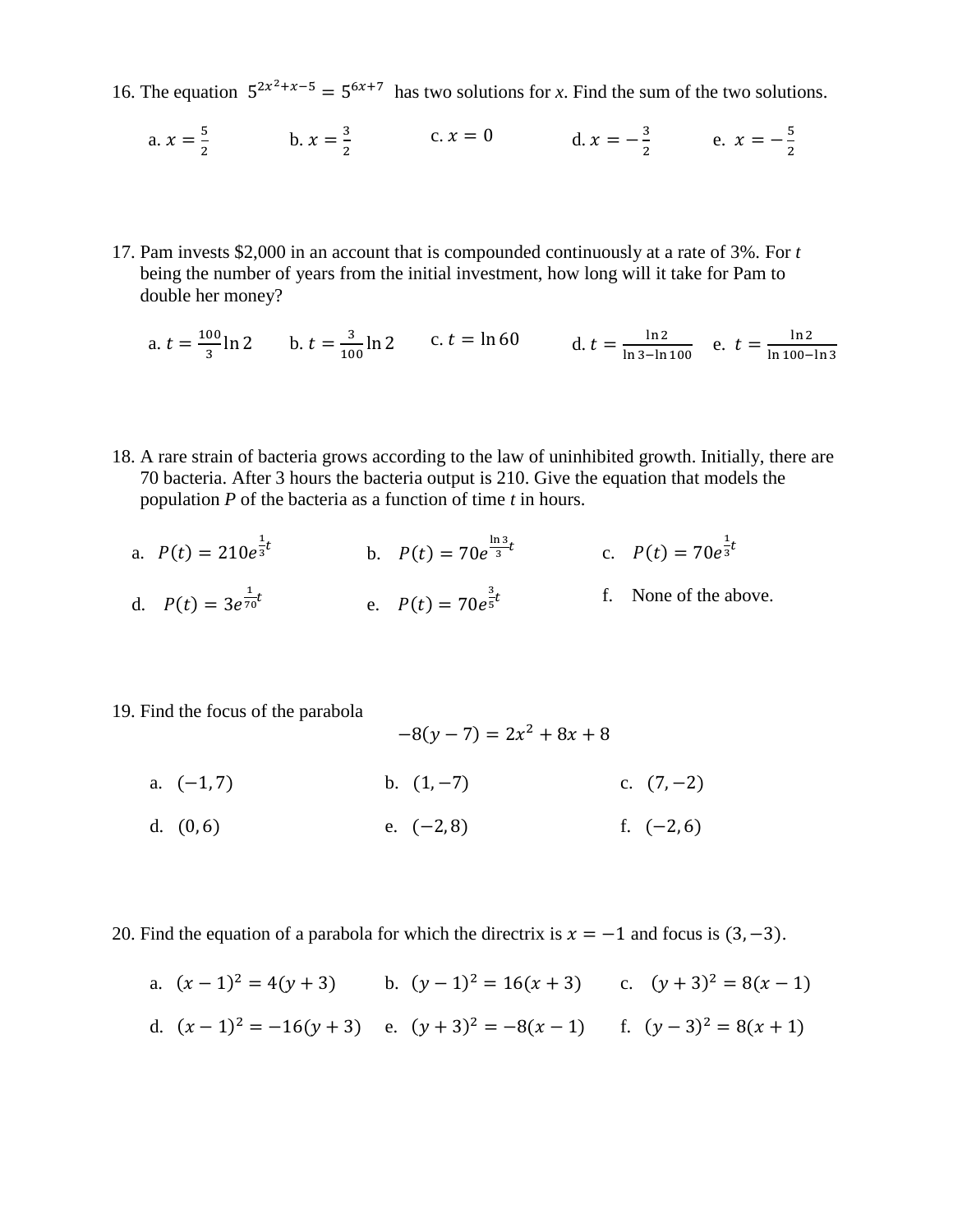16. The equation $5^{2x^2+x-5} = 5^{6x+7}$ has two solutions for *x*. Find the sum of the two solutions.

a. $x = \frac{5}{2}$  b. $x = \frac{3}{2}$  c. $x = 0$  d. $x = -\frac{3}{2}$  e. $x = -\frac{5}{2}$

17. Pam invests $2,000 in an account that is compounded continuously at a rate of 3%. For *t* being the number of years from the initial investment, how long will it take for Pam to double her money?

a. $t = \frac{100}{3}\ln 2$  b. $t = \frac{3}{100}\ln 2$  c. $t = \ln 60$  d. $t = \frac{\ln 2}{\ln 3 - \ln 100}$  e. $t = \frac{\ln 2}{\ln 100 - \ln 3}$

18. A rare strain of bacteria grows according to the law of uninhibited growth. Initially, there are 70 bacteria. After 3 hours the bacteria output is 210. Give the equation that models the population *P* of the bacteria as a function of time *t* in hours.

a. $P(t) = 210e^{\frac{1}{3}t}$  b. $P(t) = 70e^{\frac{\ln 3}{3}t}$  c. $P(t) = 70e^{\frac{1}{3}t}$

d. $P(t) = 3e^{\frac{1}{70}t}$  e. $P(t) = 70e^{\frac{3}{5}t}$  f. None of the above.

19. Find the focus of the parabola

$$-8(y - 7) = 2x^2 + 8x + 8$$

a. $(-1, 7)$  b. $(1, -7)$  c. $(7, -2)$

d. $(0, 6)$  e. $(-2, 8)$  f. $(-2, 6)$

20. Find the equation of a parabola for which the directrix is $x = -1$ and focus is $(3, -3)$.

a. $(x - 1)^2 = 4(y + 3)$  b. $(y - 1)^2 = 16(x + 3)$  c. $(y + 3)^2 = 8(x - 1)$

d. $(x - 1)^2 = -16(y + 3)$  e. $(y + 3)^2 = -8(x - 1)$  f. $(y - 3)^2 = 8(x + 1)$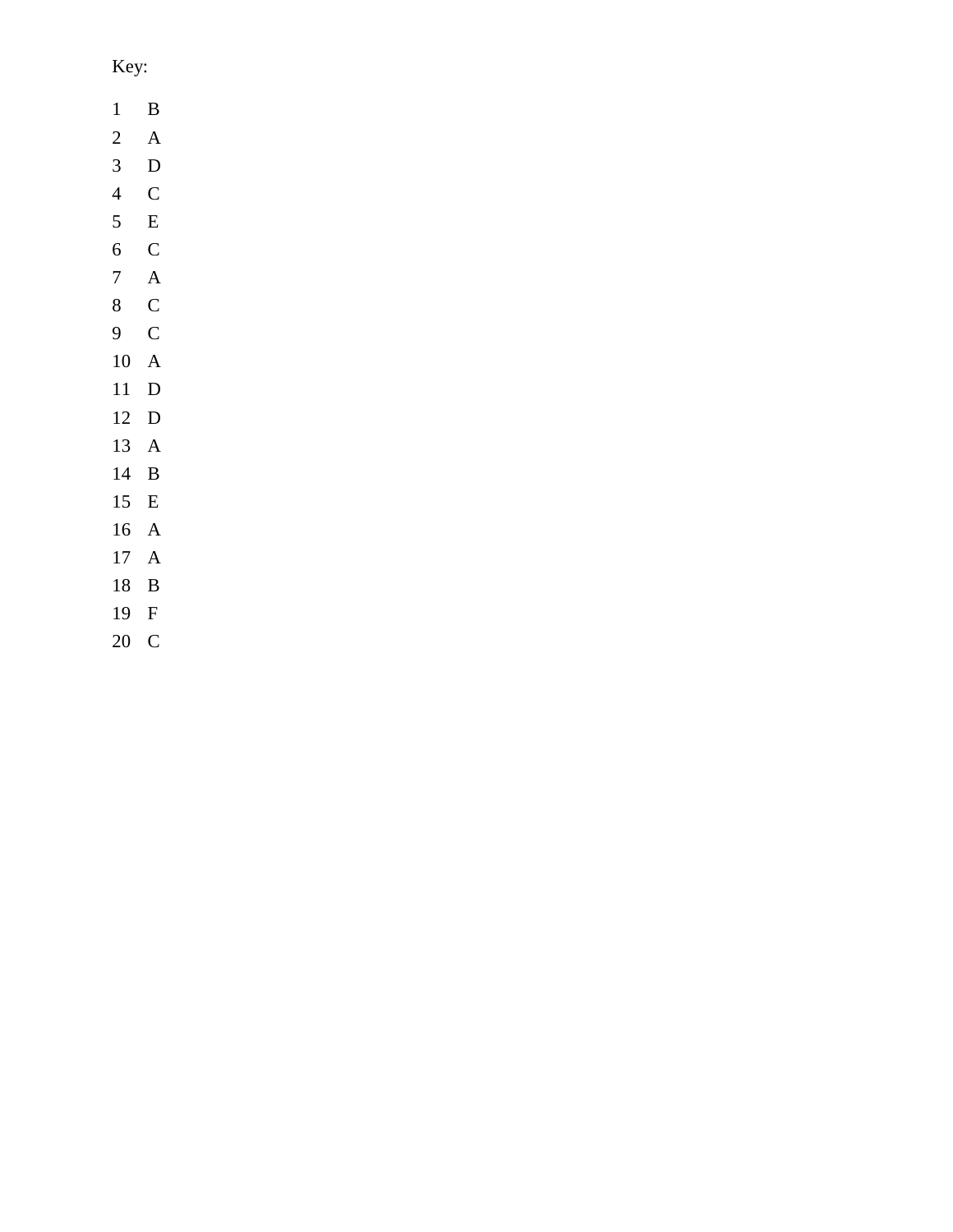Key:

| | |
|---|---|
| 1 | B |
| 2 | A |
| 3 | D |
| 4 | C |
| 5 | E |
| 6 | C |
| 7 | A |
| 8 | C |
| 9 | C |
| 10 | A |
| 11 | D |
| 12 | D |
| 13 | A |
| 14 | B |
| 15 | E |
| 16 | A |
| 17 | A |
| 18 | B |
| 19 | F |
| 20 | C |